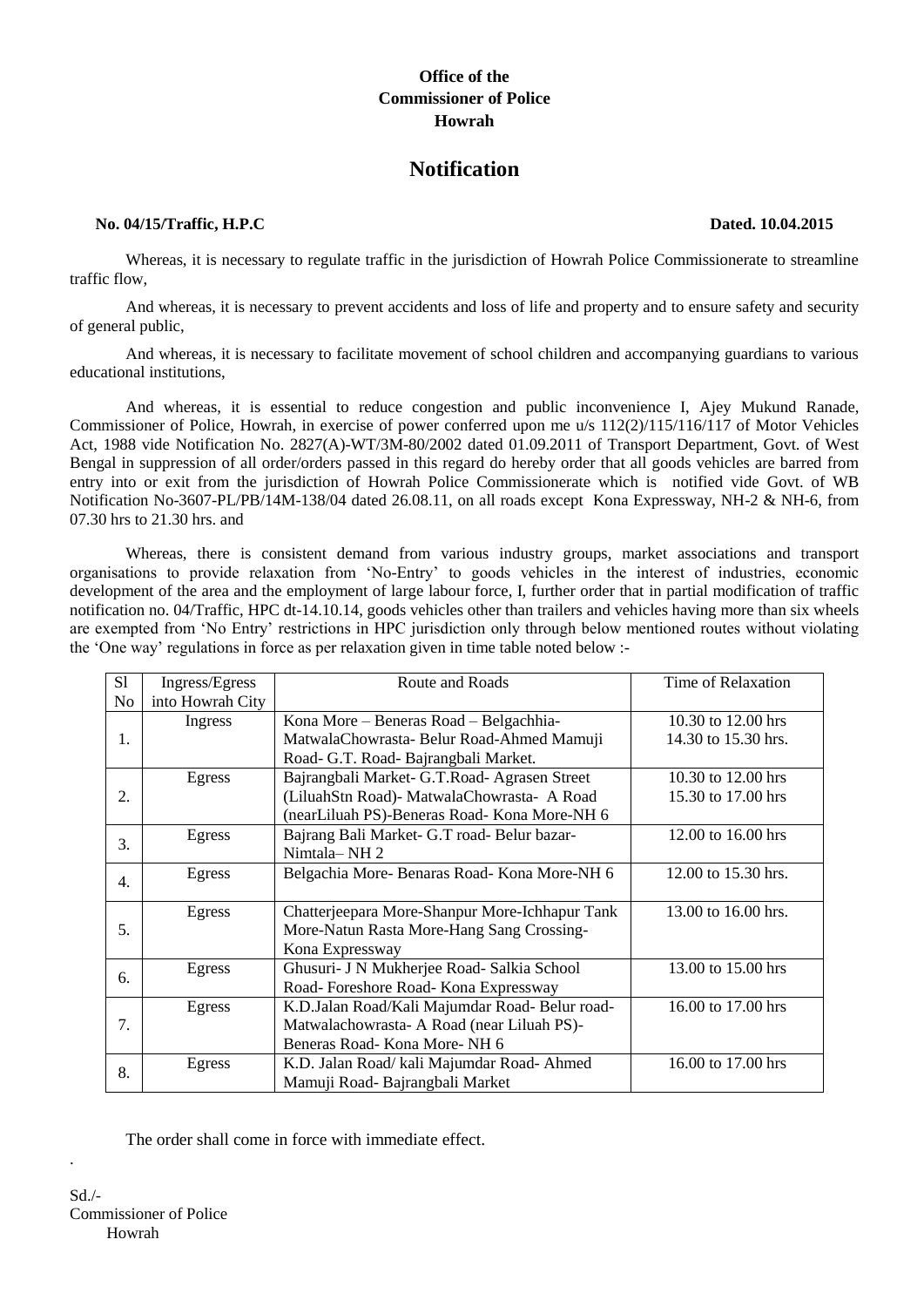**Office of the**
**Commissioner of Police**
**Howrah**

# Notification

**No. 04/15/Traffic, H.P.C** **Dated. 10.04.2015**

Whereas, it is necessary to regulate traffic in the jurisdiction of Howrah Police Commissionerate to streamline traffic flow,

And whereas, it is necessary to prevent accidents and loss of life and property and to ensure safety and security of general public,

And whereas, it is necessary to facilitate movement of school children and accompanying guardians to various educational institutions,

And whereas, it is essential to reduce congestion and public inconvenience I, Ajey Mukund Ranade, Commissioner of Police, Howrah, in exercise of power conferred upon me u/s 112(2)/115/116/117 of Motor Vehicles Act, 1988 vide Notification No. 2827(A)-WT/3M-80/2002 dated 01.09.2011 of Transport Department, Govt. of West Bengal in suppression of all order/orders passed in this regard do hereby order that all goods vehicles are barred from entry into or exit from the jurisdiction of Howrah Police Commissionerate which is notified vide Govt. of WB Notification No-3607-PL/PB/14M-138/04 dated 26.08.11, on all roads except Kona Expressway, NH-2 & NH-6, from 07.30 hrs to 21.30 hrs. and

Whereas, there is consistent demand from various industry groups, market associations and transport organisations to provide relaxation from 'No-Entry' to goods vehicles in the interest of industries, economic development of the area and the employment of large labour force, I, further order that in partial modification of traffic notification no. 04/Traffic, HPC dt-14.10.14, goods vehicles other than trailers and vehicles having more than six wheels are exempted from 'No Entry' restrictions in HPC jurisdiction only through below mentioned routes without violating the 'One way' regulations in force as per relaxation given in time table noted below :-

| Sl No | Ingress/Egress into Howrah City | Route and Roads | Time of Relaxation |
|---|---|---|---|
| 1. | Ingress | Kona More – Beneras Road – Belgachhia-MatwalaChowrasta- Belur Road-Ahmed Mamuji Road- G.T. Road- Bajrangbali Market. | 10.30 to 12.00 hrs 14.30 to 15.30 hrs. |
| 2. | Egress | Bajrangbali Market- G.T.Road- Agrasen Street (LiluahStn Road)- MatwalaChowrasta- A Road (nearLiluah PS)-Beneras Road- Kona More-NH 6 | 10.30 to 12.00 hrs 15.30 to 17.00 hrs |
| 3. | Egress | Bajrang Bali Market- G.T road- Belur bazar-Nimtala– NH 2 | 12.00 to 16.00 hrs |
| 4. | Egress | Belgachia More- Benaras Road- Kona More-NH 6 | 12.00 to 15.30 hrs. |
| 5. | Egress | Chatterjeepara More-Shanpur More-Ichhapur Tank More-Natun Rasta More-Hang Sang Crossing-Kona Expressway | 13.00 to 16.00 hrs. |
| 6. | Egress | Ghusuri- J N Mukherjee Road- Salkia School Road- Foreshore Road- Kona Expressway | 13.00 to 15.00 hrs |
| 7. | Egress | K.D.Jalan Road/Kali Majumdar Road- Belur road-Matwalachowrasta- A Road (near Liluah PS)-Beneras Road- Kona More- NH 6 | 16.00 to 17.00 hrs |
| 8. | Egress | K.D. Jalan Road/ kali Majumdar Road- Ahmed Mamuji Road- Bajrangbali Market | 16.00 to 17.00 hrs |

The order shall come in force with immediate effect.

Sd./-
Commissioner of Police
Howrah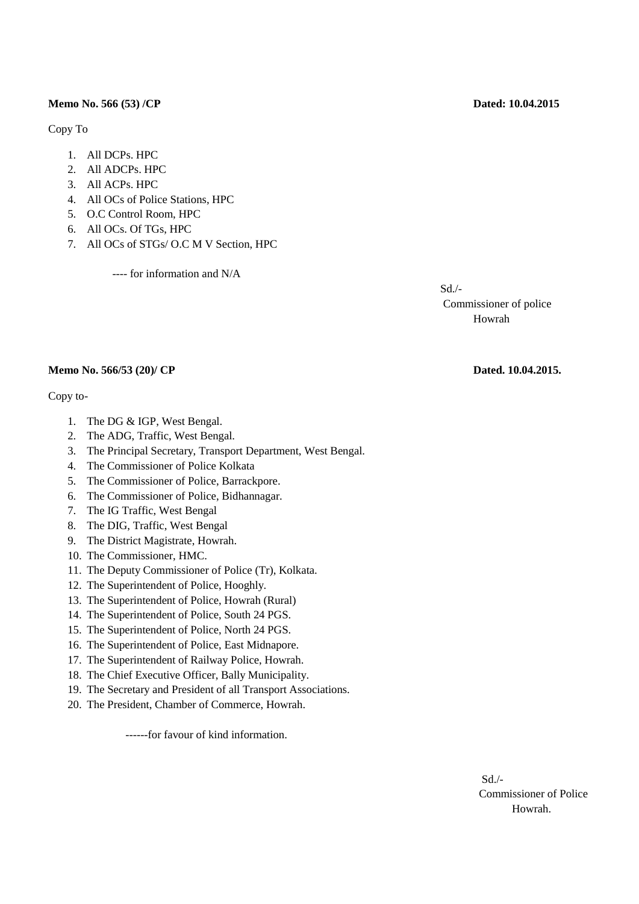**Memo No. 566 (53) /CP** **Dated: 10.04.2015**

Copy To

1. All DCPs. HPC
2. All ADCPs. HPC
3. All ACPs. HPC
4. All OCs of Police Stations, HPC
5. O.C Control Room, HPC
6. All OCs. Of TGs, HPC
7. All OCs of STGs/ O.C M V Section, HPC

---- for information and N/A

Sd./-
Commissioner of police
Howrah

**Memo No. 566/53 (20)/ CP** **Dated. 10.04.2015.**

Copy to-

1. The DG & IGP, West Bengal.
2. The ADG, Traffic, West Bengal.
3. The Principal Secretary, Transport Department, West Bengal.
4. The Commissioner of Police Kolkata
5. The Commissioner of Police, Barrackpore.
6. The Commissioner of Police, Bidhannagar.
7. The IG Traffic, West Bengal
8. The DIG, Traffic, West Bengal
9. The District Magistrate, Howrah.
10. The Commissioner, HMC.
11. The Deputy Commissioner of Police (Tr), Kolkata.
12. The Superintendent of Police, Hooghly.
13. The Superintendent of Police, Howrah (Rural)
14. The Superintendent of Police, South 24 PGS.
15. The Superintendent of Police, North 24 PGS.
16. The Superintendent of Police, East Midnapore.
17. The Superintendent of Railway Police, Howrah.
18. The Chief Executive Officer, Bally Municipality.
19. The Secretary and President of all Transport Associations.
20. The President, Chamber of Commerce, Howrah.

------for favour of kind information.

Sd./-
Commissioner of Police
Howrah.